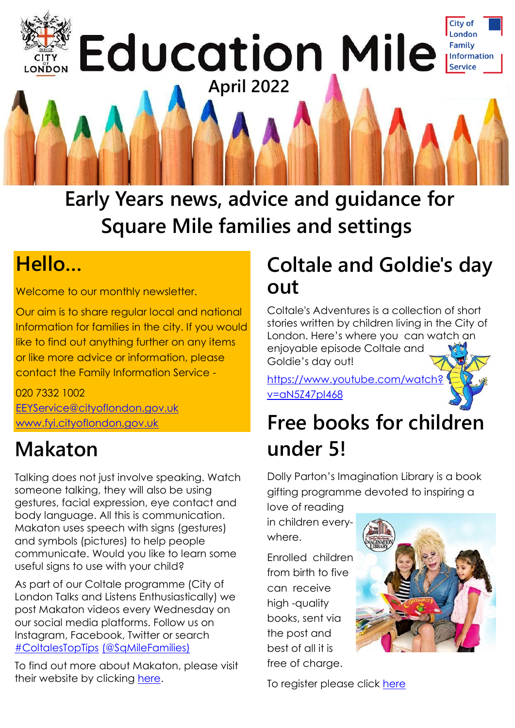# Education Mile

April 2022

## Early Years news, advice and guidance for Square Mile families and settings

## Hello...

Welcome to our monthly newsletter.

Our aim is to share regular local and national Information for families in the city. If you would like to find out anything further on any items or like more advice or information, please contact the Family Information Service -

020 7332 1002
EEYService@cityoflondon.gov.uk
www.fyi.cityoflondon.gov.uk

## Makaton

Talking does not just involve speaking. Watch someone talking, they will also be using gestures, facial expression, eye contact and body language. All this is communication. Makaton uses speech with signs (gestures) and symbols (pictures) to help people communicate. Would you like to learn some useful signs to use with your child?

As part of our Coltale programme (City of London Talks and Listens Enthusiastically) we post Makaton videos every Wednesday on our social media platforms. Follow us on Instagram, Facebook, Twitter or search #ColtalesTopTips (@SqMileFamilies)

To find out more about Makaton, please visit their website by clicking here.

## Coltale and Goldie's day out

Coltale's Adventures is a collection of short stories written by children living in the City of London. Here's where you can watch an enjoyable episode Coltale and Goldie's day out!

https://www.youtube.com/watch?v=aN5Z47pI468

## Free books for children under 5!

Dolly Parton's Imagination Library is a book gifting programme devoted to inspiring a love of reading in children everywhere.

Enrolled children from birth to five can receive high -quality books, sent via the post and best of all it is free of charge.

To register please click here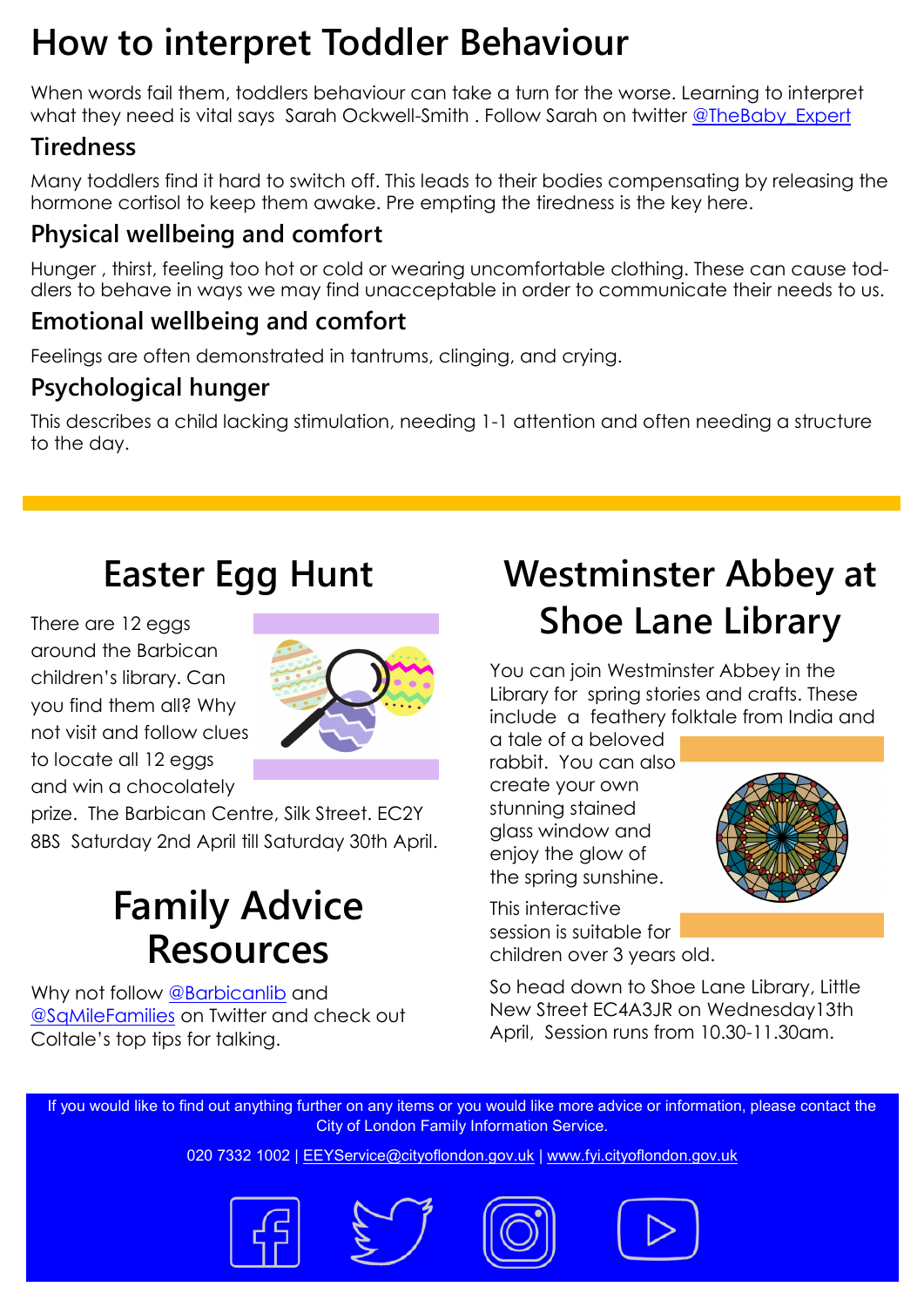# How to interpret Toddler Behaviour

When words fail them, toddlers behaviour can take a turn for the worse. Learning to interpret what they need is vital says Sarah Ockwell-Smith . Follow Sarah on twitter @TheBaby_Expert

## Tiredness

Many toddlers find it hard to switch off. This leads to their bodies compensating by releasing the hormone cortisol to keep them awake. Pre empting the tiredness is the key here.

## Physical wellbeing and comfort

Hunger , thirst, feeling too hot or cold or wearing uncomfortable clothing. These can cause toddlers to behave in ways we may find unacceptable in order to communicate their needs to us.

## Emotional wellbeing and comfort

Feelings are often demonstrated in tantrums, clinging, and crying.

## Psychological hunger

This describes a child lacking stimulation, needing 1-1 attention and often needing a structure to the day.

# Easter Egg Hunt

There are 12 eggs around the Barbican children's library. Can you find them all? Why not visit and follow clues to locate all 12 eggs and win a chocolately prize. The Barbican Centre, Silk Street. EC2Y 8BS Saturday 2nd April till Saturday 30th April.

# Family Advice Resources

Why not follow @Barbicanlib and @SqMileFamilies on Twitter and check out Coltale's top tips for talking.

# Westminster Abbey at Shoe Lane Library

You can join Westminster Abbey in the Library for spring stories and crafts. These include a feathery folktale from India and a tale of a beloved rabbit. You can also create your own stunning stained glass window and enjoy the glow of the spring sunshine.

This interactive session is suitable for children over 3 years old.

So head down to Shoe Lane Library, Little New Street EC4A3JR on Wednesday13th April, Session runs from 10.30-11.30am.

If you would like to find out anything further on any items or you would like more advice or information, please contact the City of London Family Information Service.

020 7332 1002 | EEYService@cityoflondon.gov.uk | www.fyi.cityoflondon.gov.uk